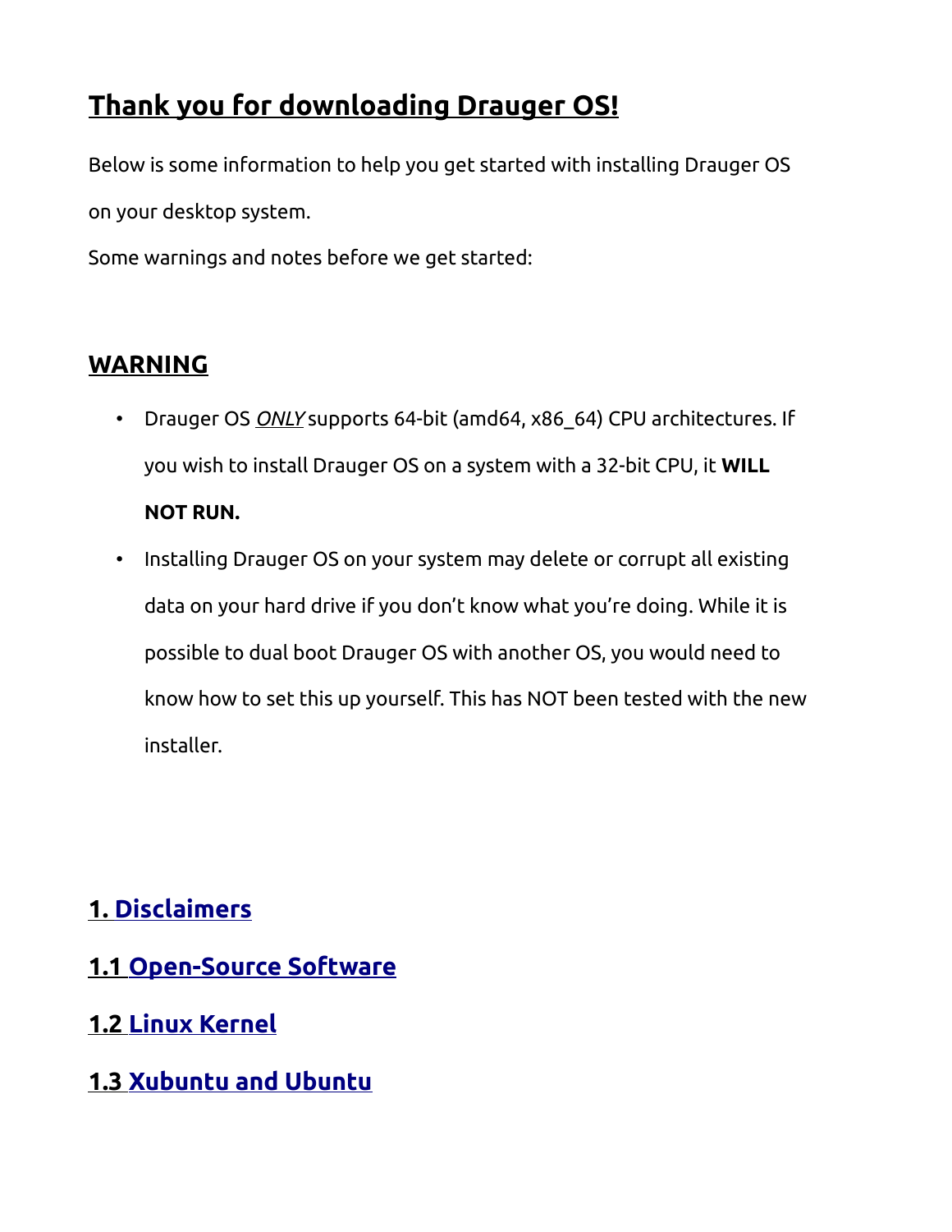# Thank you for downloading Drauger OS!

Below is some information to help you get started with installing Drauger OS on your desktop system.

Some warnings and notes before we get started:

## WARNING

- Drauger OS *ONLY* supports 64-bit (amd64, x86_64) CPU architectures. If you wish to install Drauger OS on a system with a 32-bit CPU, it **WILL NOT RUN.**
- Installing Drauger OS on your system may delete or corrupt all existing data on your hard drive if you don't know what you're doing. While it is possible to dual boot Drauger OS with another OS, you would need to know how to set this up yourself. This has NOT been tested with the new installer.

## 1. Disclaimers

## 1.1 Open-Source Software

## 1.2 Linux Kernel

## 1.3 Xubuntu and Ubuntu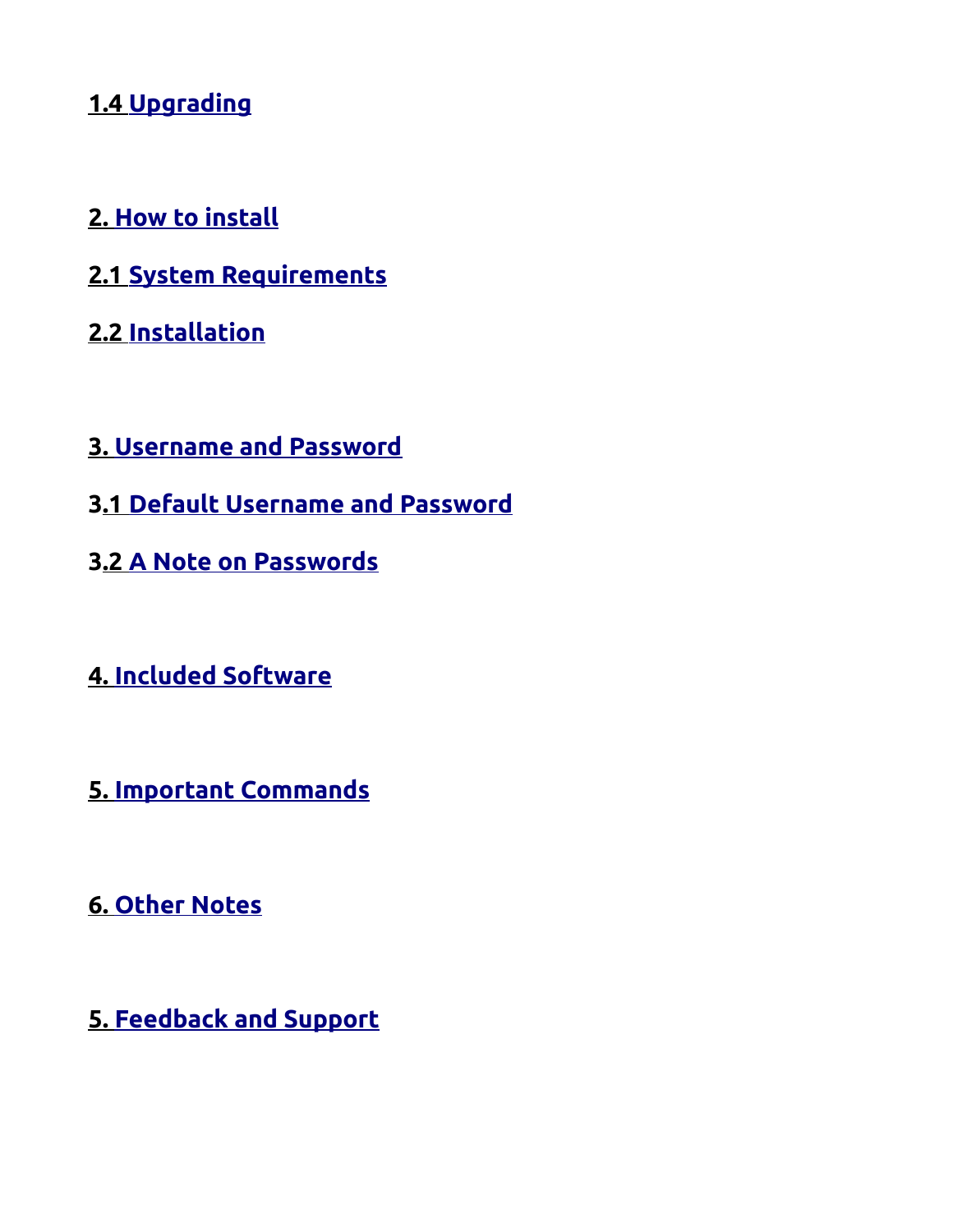**1.4 Upgrading**

**2. How to install**

**2.1 System Requirements**

**2.2 Installation**

**3. Username and Password**

**3.1 Default Username and Password**

**3.2 A Note on Passwords**

**4. Included Software**

**5. Important Commands**

**6. Other Notes**

**5. Feedback and Support**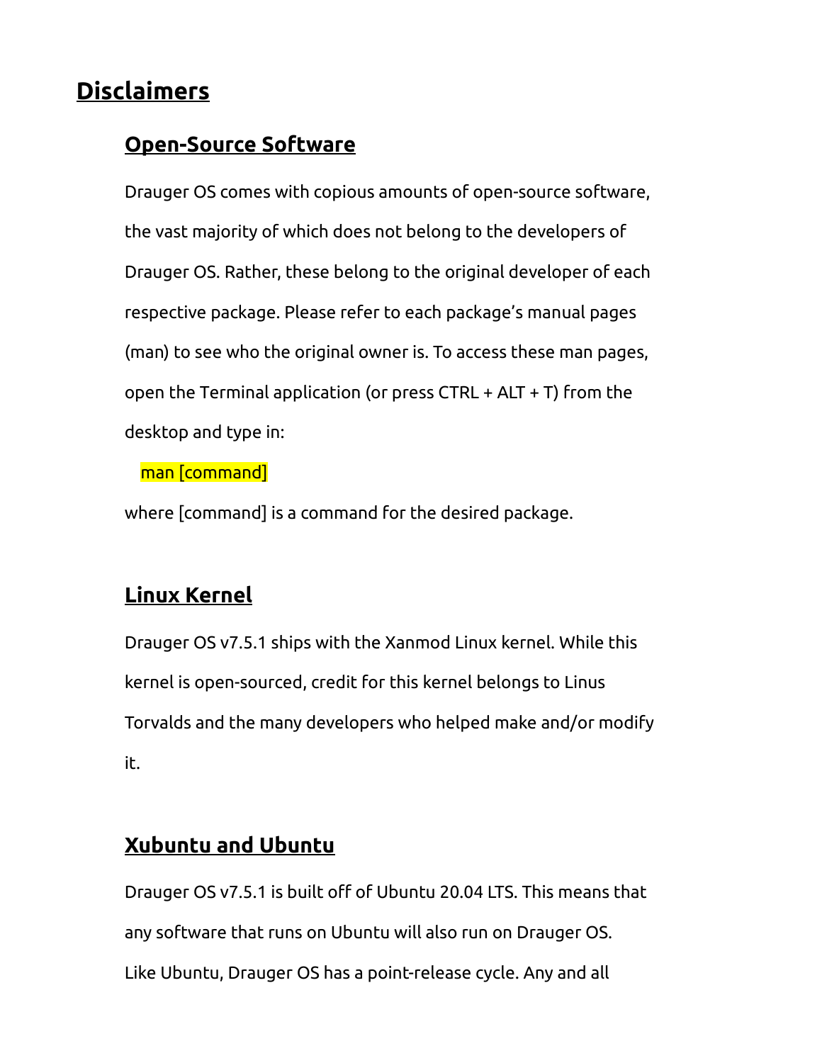# Disclaimers

## Open-Source Software

Drauger OS comes with copious amounts of open-source software, the vast majority of which does not belong to the developers of Drauger OS. Rather, these belong to the original developer of each respective package. Please refer to each package's manual pages (man) to see who the original owner is. To access these man pages, open the Terminal application (or press CTRL + ALT + T) from the desktop and type in:

```
man [command]
```

where [command] is a command for the desired package.

## Linux Kernel

Drauger OS v7.5.1 ships with the Xanmod Linux kernel. While this kernel is open-sourced, credit for this kernel belongs to Linus Torvalds and the many developers who helped make and/or modify it.

## Xubuntu and Ubuntu

Drauger OS v7.5.1 is built off of Ubuntu 20.04 LTS. This means that any software that runs on Ubuntu will also run on Drauger OS. Like Ubuntu, Drauger OS has a point-release cycle. Any and all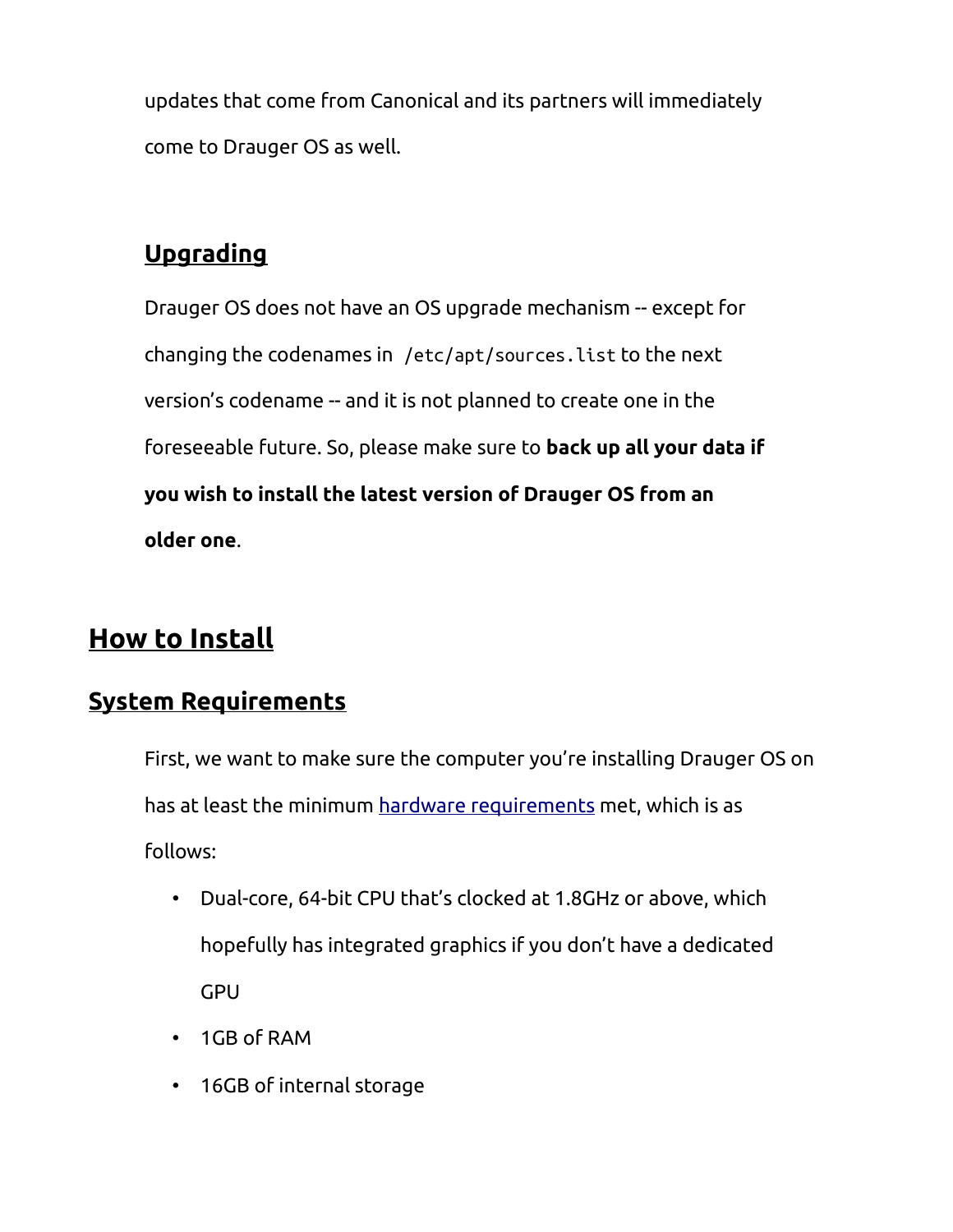updates that come from Canonical and its partners will immediately come to Drauger OS as well.

### Upgrading

Drauger OS does not have an OS upgrade mechanism -- except for changing the codenames in `/etc/apt/sources.list` to the next version's codename -- and it is not planned to create one in the foreseeable future. So, please make sure to **back up all your data if you wish to install the latest version of Drauger OS from an older one**.

# How to Install

## System Requirements

First, we want to make sure the computer you're installing Drauger OS on has at least the minimum [hardware requirements](hardware requirements) met, which is as follows:

- Dual-core, 64-bit CPU that's clocked at 1.8GHz or above, which hopefully has integrated graphics if you don't have a dedicated GPU
- 1GB of RAM
- 16GB of internal storage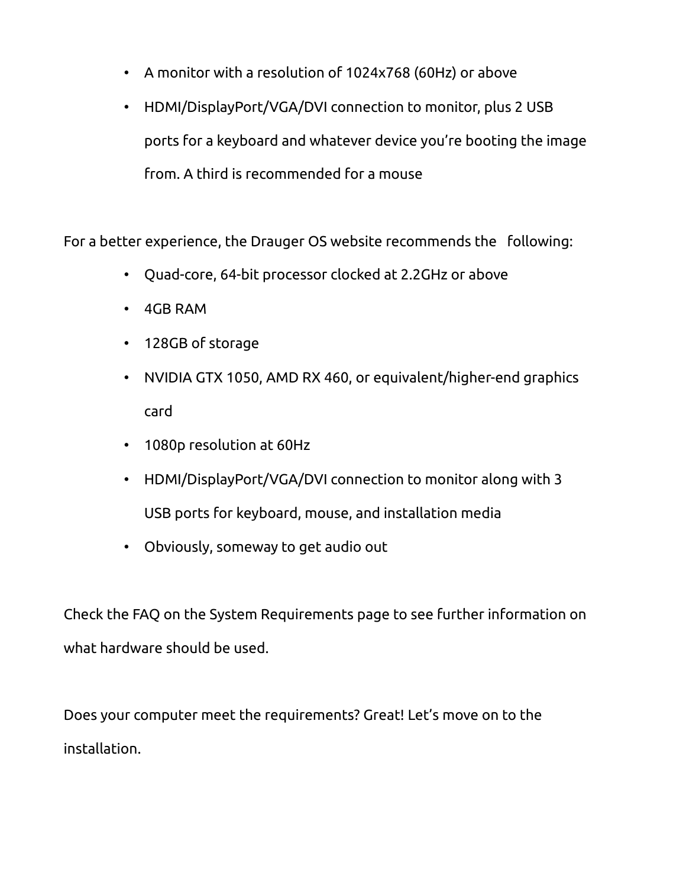- A monitor with a resolution of 1024x768 (60Hz) or above
- HDMI/DisplayPort/VGA/DVI connection to monitor, plus 2 USB ports for a keyboard and whatever device you're booting the image from. A third is recommended for a mouse

For a better experience, the Drauger OS website recommends the following:

- Quad-core, 64-bit processor clocked at 2.2GHz or above
- 4GB RAM
- 128GB of storage
- NVIDIA GTX 1050, AMD RX 460, or equivalent/higher-end graphics card
- 1080p resolution at 60Hz
- HDMI/DisplayPort/VGA/DVI connection to monitor along with 3 USB ports for keyboard, mouse, and installation media
- Obviously, someway to get audio out

Check the FAQ on the System Requirements page to see further information on what hardware should be used.

Does your computer meet the requirements? Great! Let's move on to the installation.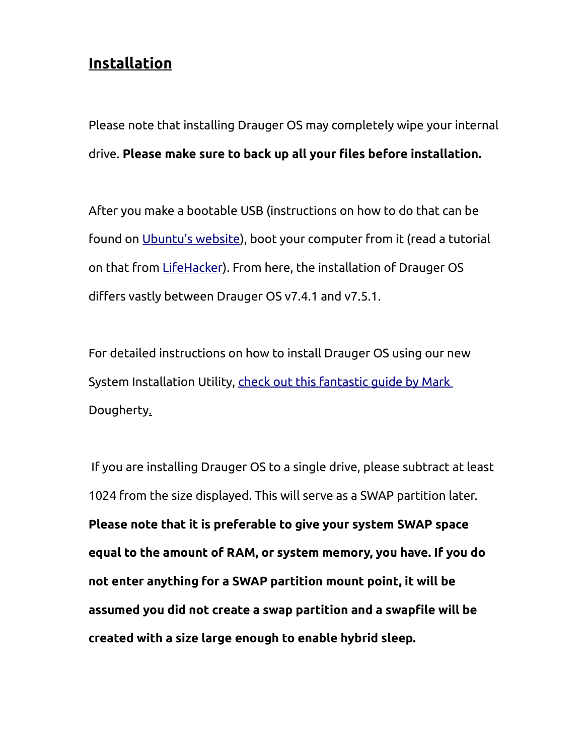## Installation

Please note that installing Drauger OS may completely wipe your internal drive. **Please make sure to back up all your files before installation.**

After you make a bootable USB (instructions on how to do that can be found on Ubuntu's website), boot your computer from it (read a tutorial on that from LifeHacker). From here, the installation of Drauger OS differs vastly between Drauger OS v7.4.1 and v7.5.1.

For detailed instructions on how to install Drauger OS using our new System Installation Utility, check out this fantastic guide by Mark Dougherty.

If you are installing Drauger OS to a single drive, please subtract at least 1024 from the size displayed. This will serve as a SWAP partition later. **Please note that it is preferable to give your system SWAP space equal to the amount of RAM, or system memory, you have. If you do not enter anything for a SWAP partition mount point, it will be assumed you did not create a swap partition and a swapfile will be created with a size large enough to enable hybrid sleep.**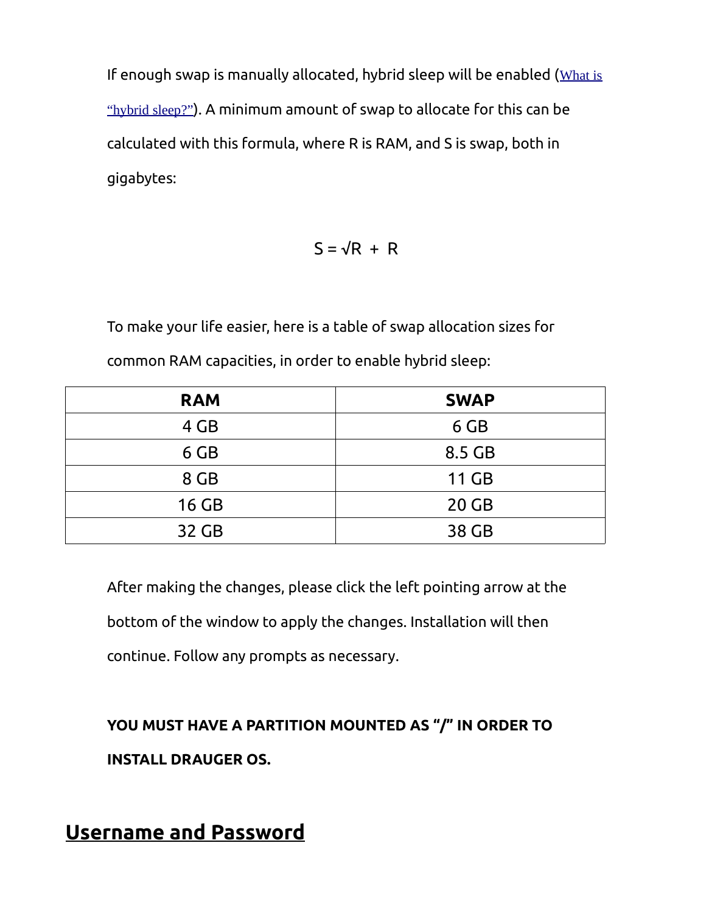If enough swap is manually allocated, hybrid sleep will be enabled (What is "hybrid sleep?"). A minimum amount of swap to allocate for this can be calculated with this formula, where R is RAM, and S is swap, both in gigabytes:

$$S = \sqrt{R} + R$$

To make your life easier, here is a table of swap allocation sizes for common RAM capacities, in order to enable hybrid sleep:

| RAM | SWAP |
|---|---|
| 4 GB | 6 GB |
| 6 GB | 8.5 GB |
| 8 GB | 11 GB |
| 16 GB | 20 GB |
| 32 GB | 38 GB |

After making the changes, please click the left pointing arrow at the bottom of the window to apply the changes. Installation will then continue. Follow any prompts as necessary.

**YOU MUST HAVE A PARTITION MOUNTED AS "/" IN ORDER TO INSTALL DRAUGER OS.**

## Username and Password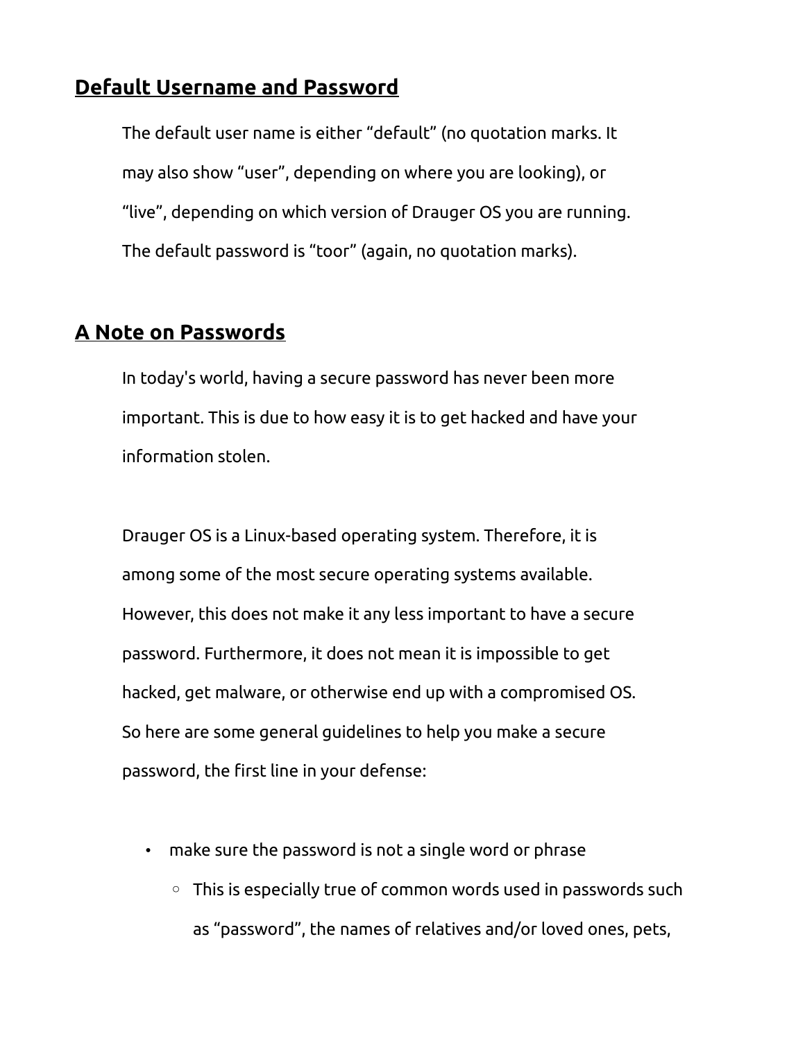## Default Username and Password

The default user name is either “default” (no quotation marks. It may also show “user”, depending on where you are looking), or “live”, depending on which version of Drauger OS you are running. The default password is “toor” (again, no quotation marks).

## A Note on Passwords

In today's world, having a secure password has never been more important. This is due to how easy it is to get hacked and have your information stolen.

Drauger OS is a Linux-based operating system. Therefore, it is among some of the most secure operating systems available. However, this does not make it any less important to have a secure password. Furthermore, it does not mean it is impossible to get hacked, get malware, or otherwise end up with a compromised OS. So here are some general guidelines to help you make a secure password, the first line in your defense:

- make sure the password is not a single word or phrase
  - This is especially true of common words used in passwords such as “password”, the names of relatives and/or loved ones, pets,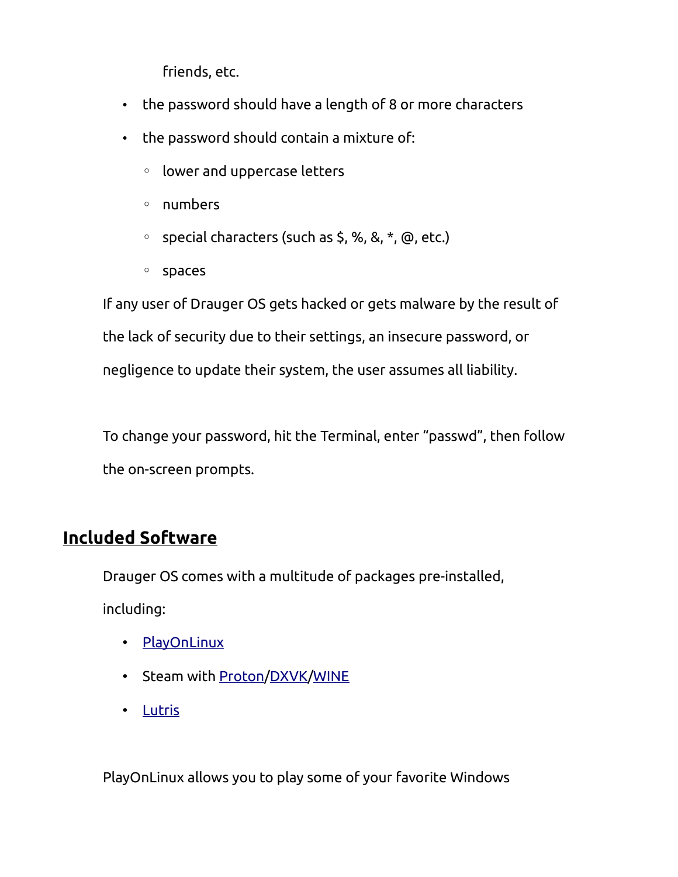friends, etc.

- the password should have a length of 8 or more characters
- the password should contain a mixture of:
  - lower and uppercase letters
  - numbers
  - special characters (such as $, %, &, *, @, etc.)
  - spaces

If any user of Drauger OS gets hacked or gets malware by the result of the lack of security due to their settings, an insecure password, or negligence to update their system, the user assumes all liability.

To change your password, hit the Terminal, enter “passwd”, then follow the on-screen prompts.

## Included Software

Drauger OS comes with a multitude of packages pre-installed, including:

- PlayOnLinux
- Steam with Proton/DXVK/WINE
- Lutris

PlayOnLinux allows you to play some of your favorite Windows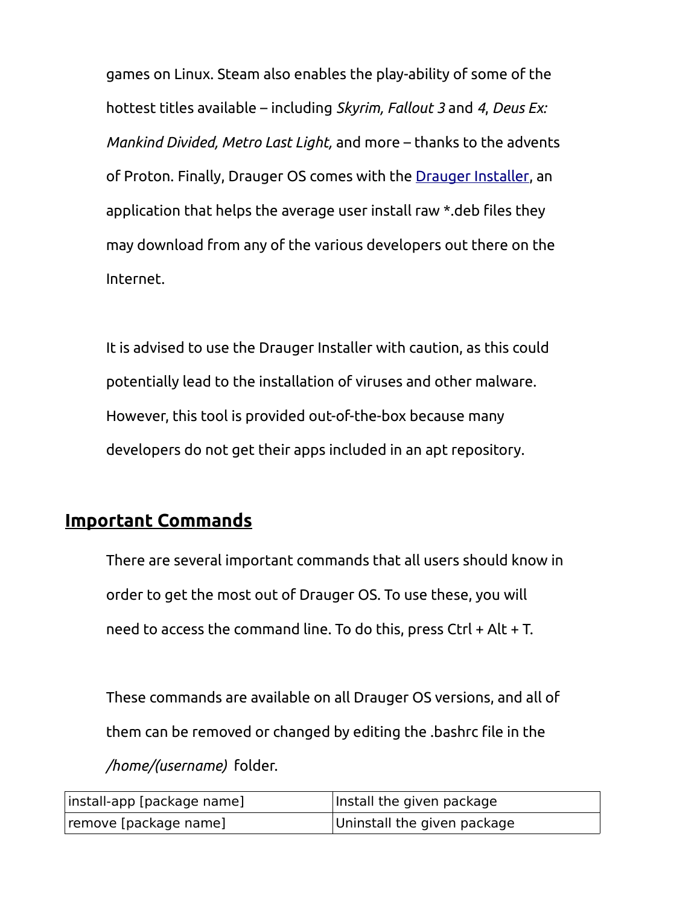games on Linux. Steam also enables the play-ability of some of the hottest titles available – including *Skyrim, Fallout 3* and *4*, *Deus Ex: Mankind Divided, Metro Last Light,* and more – thanks to the advents of Proton. Finally, Drauger OS comes with the [Drauger Installer](), an application that helps the average user install raw *.deb files they may download from any of the various developers out there on the Internet.

It is advised to use the Drauger Installer with caution, as this could potentially lead to the installation of viruses and other malware. However, this tool is provided out-of-the-box because many developers do not get their apps included in an apt repository.

## **Important Commands**

There are several important commands that all users should know in order to get the most out of Drauger OS. To use these, you will need to access the command line. To do this, press Ctrl + Alt + T.

These commands are available on all Drauger OS versions, and all of them can be removed or changed by editing the .bashrc file in the */home/(username)* folder.

| | |
|---|---|
| install-app [package name] | Install the given package |
| remove [package name] | Uninstall the given package |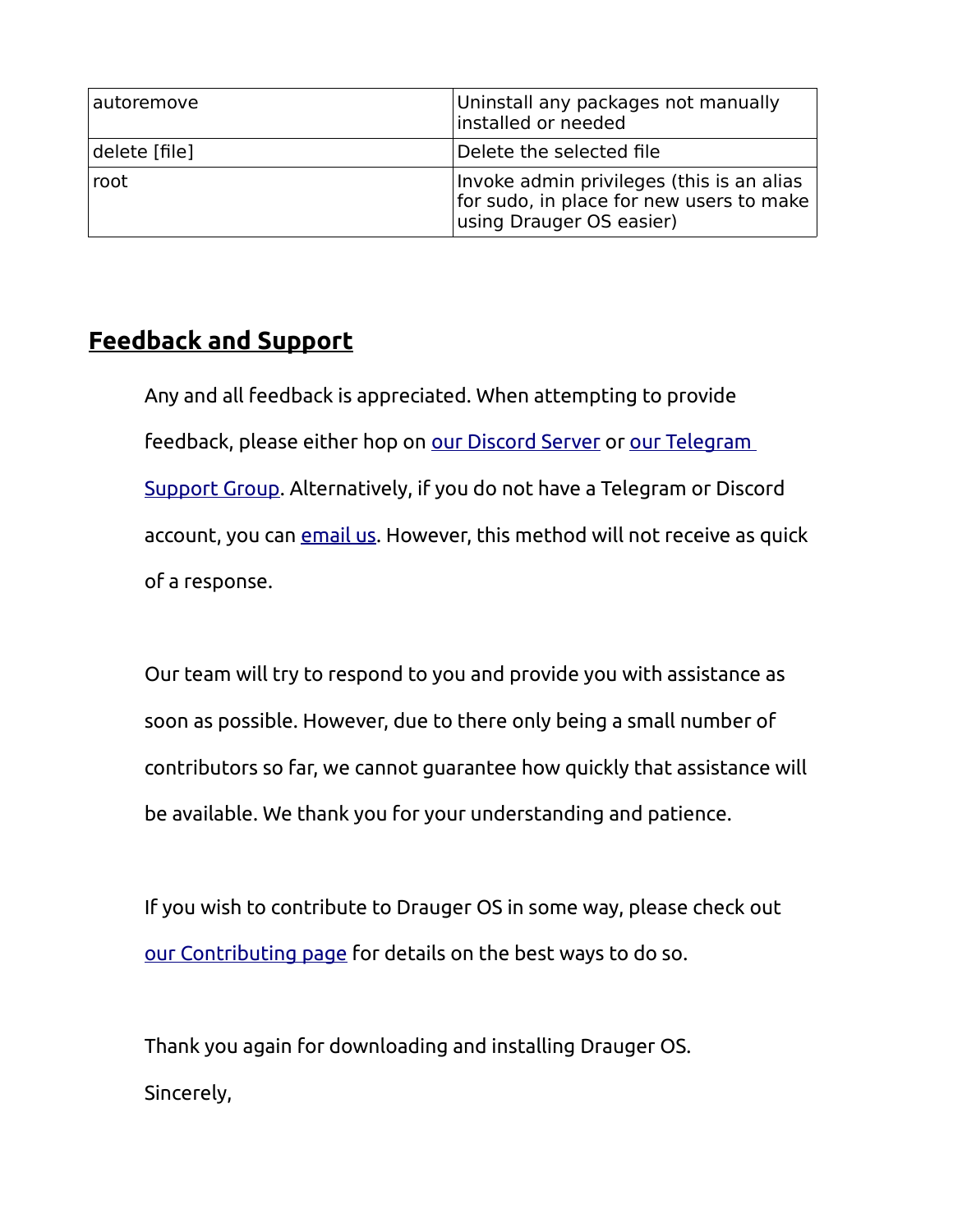| | |
|---|---|
| autoremove | Uninstall any packages not manually installed or needed |
| delete [file] | Delete the selected file |
| root | Invoke admin privileges (this is an alias for sudo, in place for new users to make using Drauger OS easier) |

## Feedback and Support

Any and all feedback is appreciated. When attempting to provide feedback, please either hop on our Discord Server or our Telegram Support Group. Alternatively, if you do not have a Telegram or Discord account, you can email us. However, this method will not receive as quick of a response.

Our team will try to respond to you and provide you with assistance as soon as possible. However, due to there only being a small number of contributors so far, we cannot guarantee how quickly that assistance will be available. We thank you for your understanding and patience.

If you wish to contribute to Drauger OS in some way, please check out our Contributing page for details on the best ways to do so.

Thank you again for downloading and installing Drauger OS.

Sincerely,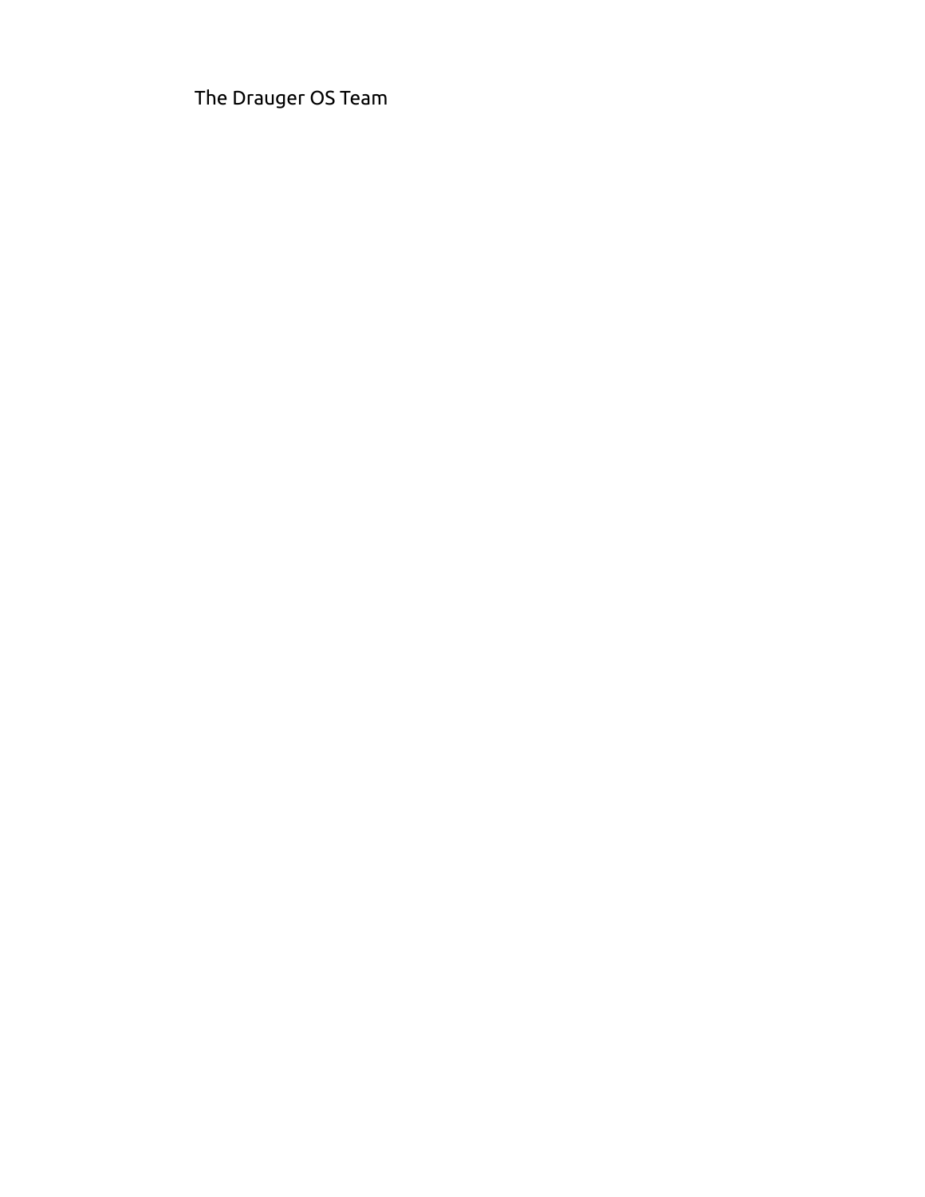The Drauger OS Team